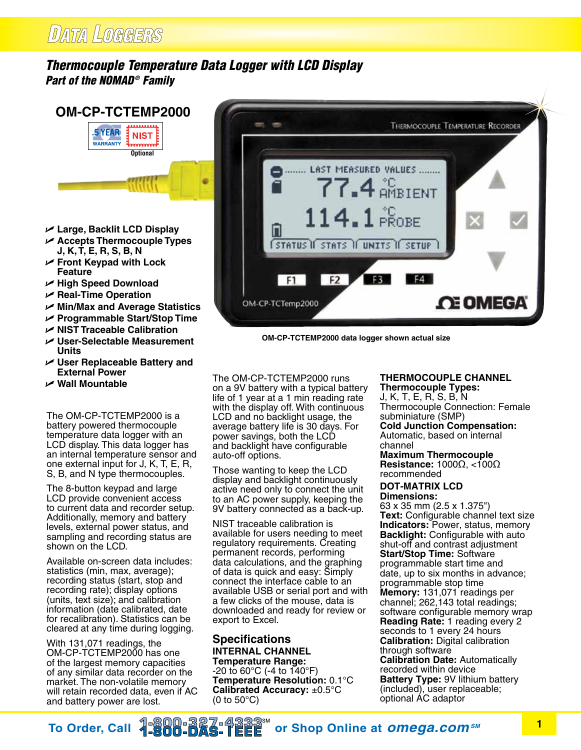# Data Loggers

## Thermocouple Temperature Data Logger with LCD Display

### Part of the NOMAD® Family

## OM-CP-TCTEMP2000

5 YEAR WARRANTY | NIST Optional

- Large, Backlit LCD Display
- Accepts Thermocouple Types J, K, T, E, R, S, B, N
- Front Keypad with Lock Feature
- High Speed Download
- Real-Time Operation
- Min/Max and Average Statistics
- Programmable Start/Stop Time
- NIST Traceable Calibration
- User-Selectable Measurement Units
- User Replaceable Battery and External Power
- Wall Mountable

OM-CP-TCTEMP2000 data logger shown actual size

The OM-CP-TCTEMP2000 is a battery powered thermocouple temperature data logger with an LCD display. This data logger has an internal temperature sensor and one external input for J, K, T, E, R, S, B, and N type thermocouples.

The 8-button keypad and large LCD provide convenient access to current data and recorder setup. Additionally, memory and battery levels, external power status, and sampling and recording status are shown on the LCD.

Available on-screen data includes: statistics (min, max, average); recording status (start, stop and recording rate); display options (units, text size); and calibration information (date calibrated, date for recalibration). Statistics can be cleared at any time during logging.

With 131,071 readings, the OM-CP-TCTEMP2000 has one of the largest memory capacities of any similar data recorder on the market. The non-volatile memory will retain recorded data, even if AC and battery power are lost.

The OM-CP-TCTEMP2000 runs on a 9V battery with a typical battery life of 1 year at a 1 min reading rate with the display off. With continuous LCD and no backlight usage, the average battery life is 30 days. For power savings, both the LCD and backlight have configurable auto-off options.

Those wanting to keep the LCD display and backlight continuously active need only to connect the unit to an AC power supply, keeping the 9V battery connected as a back-up.

NIST traceable calibration is available for users needing to meet regulatory requirements. Creating permanent records, performing data calculations, and the graphing of data is quick and easy: Simply connect the interface cable to an available USB or serial port and with a few clicks of the mouse, data is downloaded and ready for review or export to Excel.

## Specifications

**INTERNAL CHANNEL**
**Temperature Range:** -20 to 60°C (-4 to 140°F)
**Temperature Resolution:** 0.1°C
**Calibrated Accuracy:** ±0.5°C (0 to 50°C)

**THERMOCOUPLE CHANNEL**
**Thermocouple Types:** J, K, T, E, R, S, B, N
Thermocouple Connection: Female subminiature (SMP)
**Cold Junction Compensation:** Automatic, based on internal channel
**Maximum Thermocouple Resistance:** 1000Ω, <100Ω recommended

**DOT-MATRIX LCD**
**Dimensions:** 63 x 35 mm (2.5 x 1.375")
**Text:** Configurable channel text size
**Indicators:** Power, status, memory
**Backlight:** Configurable with auto shut-off and contrast adjustment
**Start/Stop Time:** Software programmable start time and date, up to six months in advance; programmable stop time
**Memory:** 131,071 readings per channel; 262,143 total readings; software configurable memory wrap
**Reading Rate:** 1 reading every 2 seconds to 1 every 24 hours
**Calibration:** Digital calibration through software
**Calibration Date:** Automatically recorded within device
**Battery Type:** 9V lithium battery (included), user replaceable; optional AC adaptor

To Order, Call 1-800-827-4333℠ 1-800-DAS-IEEE or Shop Online at omega.com℠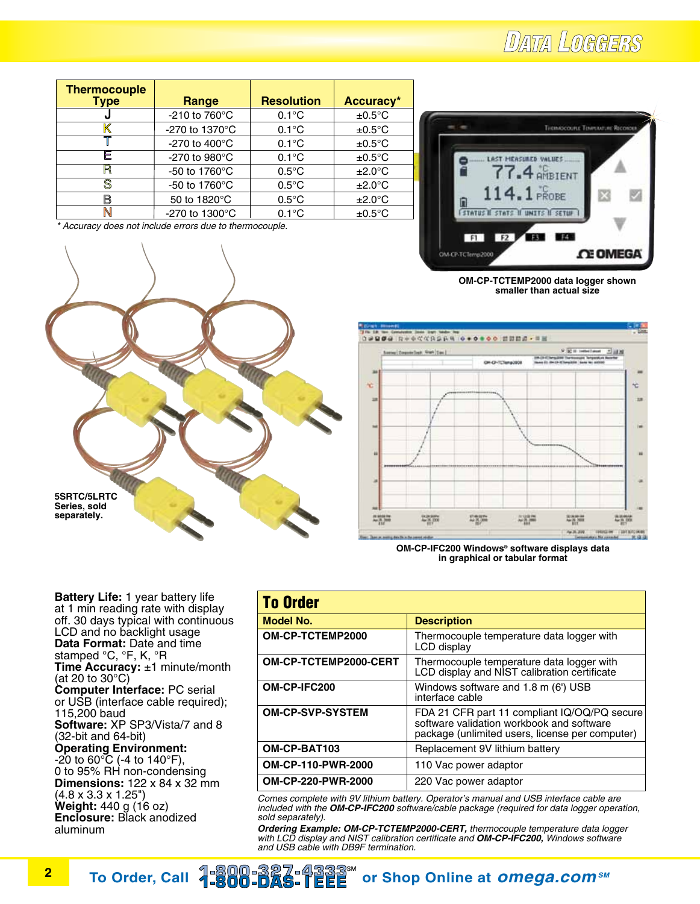| Thermocouple Type | Range | Resolution | Accuracy* |
|---|---|---|---|
| J | -210 to 760°C | 0.1°C | ±0.5°C |
| K | -270 to 1370°C | 0.1°C | ±0.5°C |
| T | -270 to 400°C | 0.1°C | ±0.5°C |
| E | -270 to 980°C | 0.1°C | ±0.5°C |
| R | -50 to 1760°C | 0.5°C | ±2.0°C |
| S | -50 to 1760°C | 0.5°C | ±2.0°C |
| B | 50 to 1820°C | 0.5°C | ±2.0°C |
| N | -270 to 1300°C | 0.1°C | ±0.5°C |

*\* Accuracy does not include errors due to thermocouple.*

**OM-CP-TCTEMP2000 data logger shown smaller than actual size**

**5SRTC/5LRTC Series, sold separately.**

**OM-CP-IFC200 Windows® software displays data in graphical or tabular format**

**Battery Life:** 1 year battery life at 1 min reading rate with display off. 30 days typical with continuous LCD and no backlight usage
**Data Format:** Date and time stamped °C, °F, K, °R
**Time Accuracy:** ±1 minute/month (at 20 to 30°C)
**Computer Interface:** PC serial or USB (interface cable required); 115,200 baud
**Software:** XP SP3/Vista/7 and 8 (32-bit and 64-bit)
**Operating Environment:** -20 to 60°C (-4 to 140°F), 0 to 95% RH non-condensing
**Dimensions:** 122 x 84 x 32 mm (4.8 x 3.3 x 1.25")
**Weight:** 440 g (16 oz)
**Enclosure:** Black anodized aluminum

## To Order

| Model No. | Description |
|---|---|
| OM-CP-TCTEMP2000 | Thermocouple temperature data logger with LCD display |
| OM-CP-TCTEMP2000-CERT | Thermocouple temperature data logger with LCD display and NIST calibration certificate |
| OM-CP-IFC200 | Windows software and 1.8 m (6') USB interface cable |
| OM-CP-SVP-SYSTEM | FDA 21 CFR part 11 compliant IQ/OQ/PQ secure software validation workbook and software package (unlimited users, license per computer) |
| OM-CP-BAT103 | Replacement 9V lithium battery |
| OM-CP-110-PWR-2000 | 110 Vac power adaptor |
| OM-CP-220-PWR-2000 | 220 Vac power adaptor |

*Comes complete with 9V lithium battery. Operator's manual and USB interface cable are included with the **OM-CP-IFC200** software/cable package (required for data logger operation, sold separately).*

***Ordering Example: OM-CP-TCTEMP2000-CERT,** thermocouple temperature data logger with LCD display and NIST calibration certificate and **OM-CP-IFC200,** Windows software and USB cable with DB9F termination.*